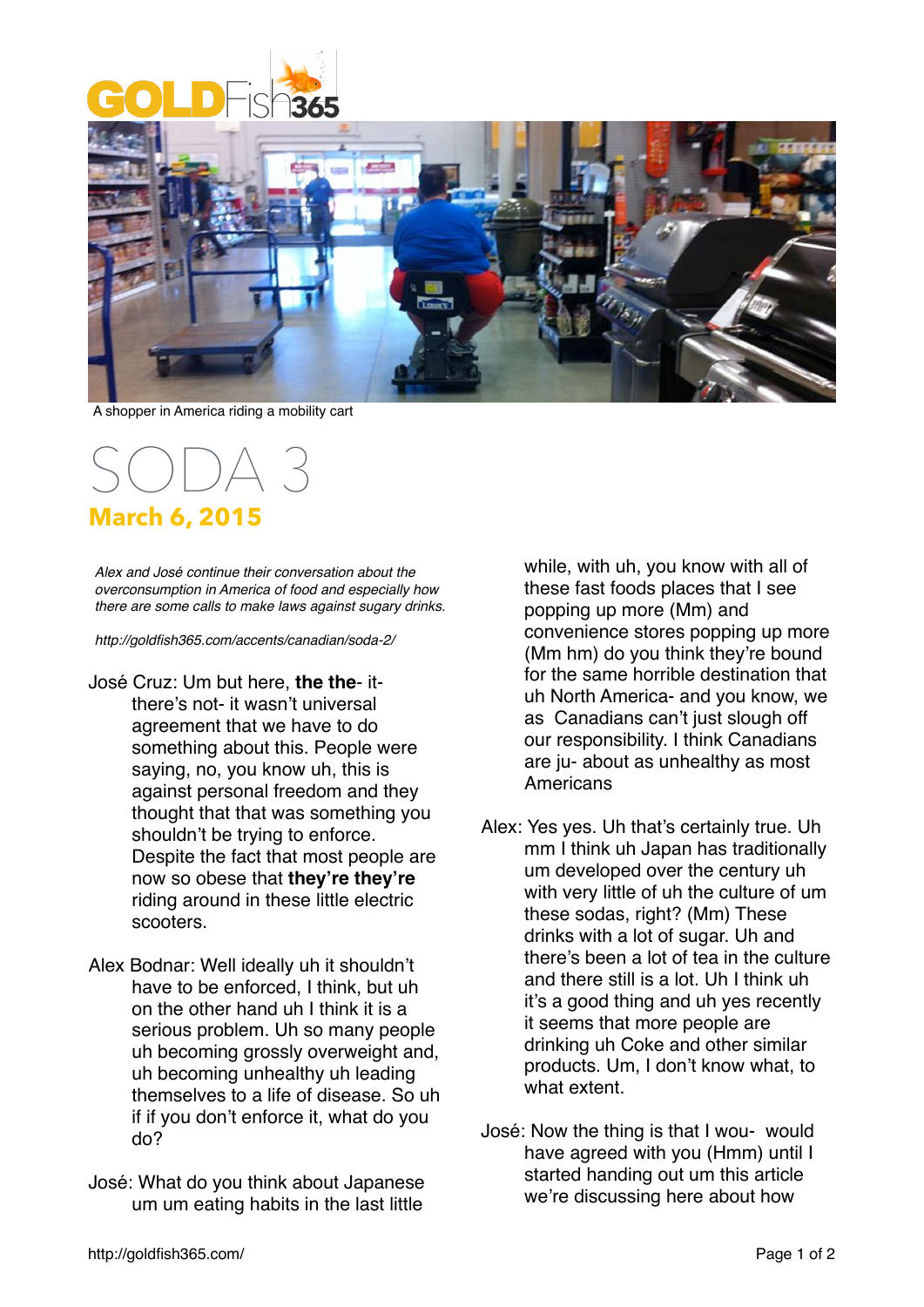A shopper in America riding a mobility cart

# SODA 3

## March 6, 2015

*Alex and José continue their conversation about the overconsumption in America of food and especially how there are some calls to make laws against sugary drinks.*

*http://goldfish365.com/accents/canadian/soda-2/*

José Cruz: Um but here, **the the**- it- there's not- it wasn't universal agreement that we have to do something about this. People were saying, no, you know uh, this is against personal freedom and they thought that that was something you shouldn't be trying to enforce. Despite the fact that most people are now so obese that **they're they're** riding around in these little electric scooters.

Alex Bodnar: Well ideally uh it shouldn't have to be enforced, I think, but uh on the other hand uh I think it is a serious problem. Uh so many people uh becoming grossly overweight and, uh becoming unhealthy uh leading themselves to a life of disease. So uh if if you don't enforce it, what do you do?

José: What do you think about Japanese um um eating habits in the last little while, with uh, you know with all of these fast foods places that I see popping up more (Mm) and convenience stores popping up more (Mm hm) do you think they're bound for the same horrible destination that uh North America- and you know, we as Canadians can't just slough off our responsibility. I think Canadians are ju- about as unhealthy as most Americans

Alex: Yes yes. Uh that's certainly true. Uh mm I think uh Japan has traditionally um developed over the century uh with very little of uh the culture of um these sodas, right? (Mm) These drinks with a lot of sugar. Uh and there's been a lot of tea in the culture and there still is a lot. Uh I think uh it's a good thing and uh yes recently it seems that more people are drinking uh Coke and other similar products. Um, I don't know what, to what extent.

José: Now the thing is that I wou- would have agreed with you (Hmm) until I started handing out um this article we're discussing here about how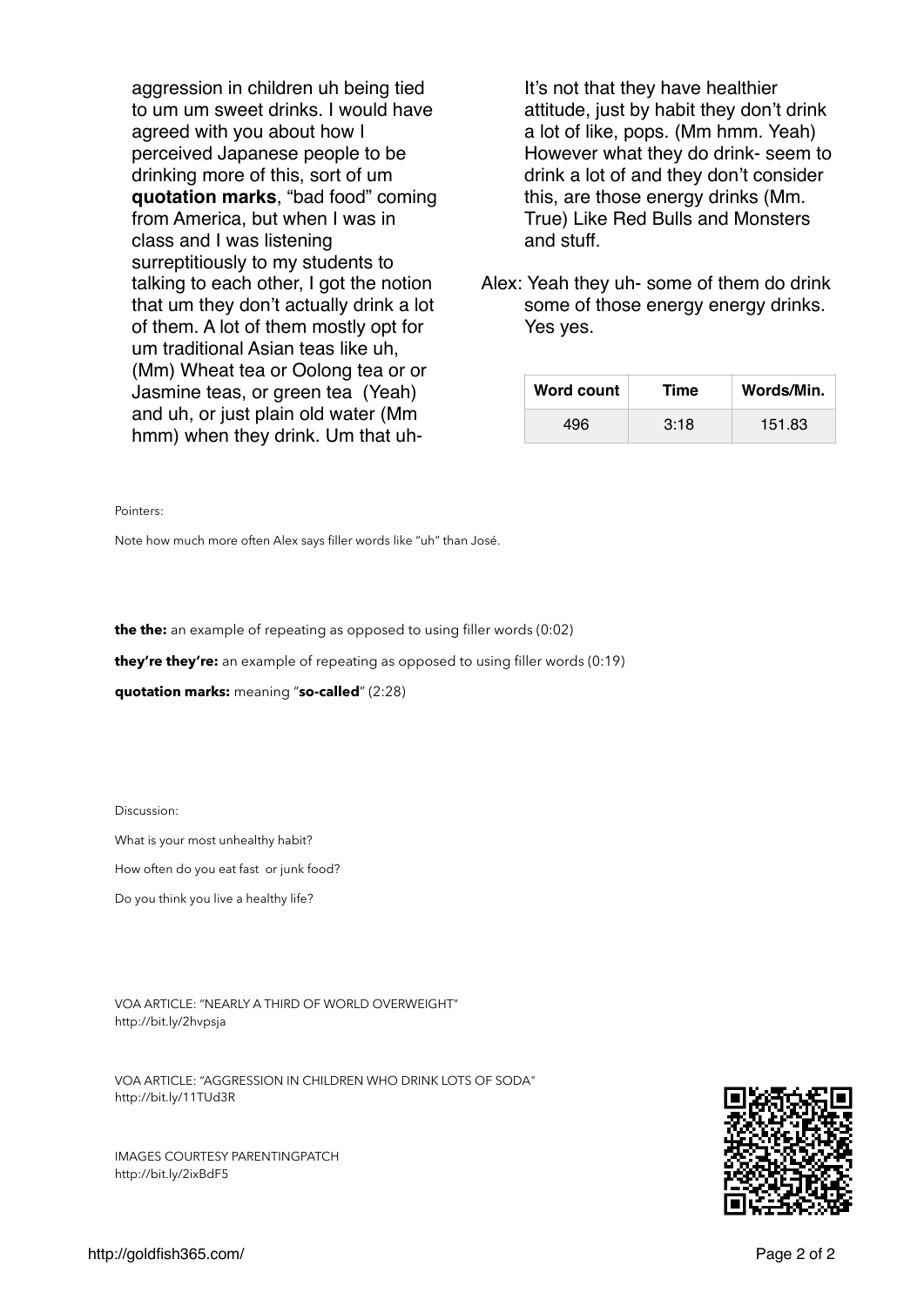aggression in children uh being tied to um um sweet drinks. I would have agreed with you about how I perceived Japanese people to be drinking more of this, sort of um **quotation marks**, "bad food" coming from America, but when I was in class and I was listening surreptitiously to my students to talking to each other, I got the notion that um they don't actually drink a lot of them. A lot of them mostly opt for um traditional Asian teas like uh, (Mm) Wheat tea or Oolong tea or or Jasmine teas, or green tea (Yeah) and uh, or just plain old water (Mm hmm) when they drink. Um that uh- It's not that they have healthier attitude, just by habit they don't drink a lot of like, pops. (Mm hmm. Yeah) However what they do drink- seem to drink a lot of and they don't consider this, are those energy drinks (Mm. True) Like Red Bulls and Monsters and stuff.

Alex: Yeah they uh- some of them do drink some of those energy energy drinks. Yes yes.

| Word count | Time | Words/Min. |
|---|---|---|
| 496 | 3:18 | 151.83 |

Pointers:

Note how much more often Alex says filler words like "uh" than José.

**the the:** an example of repeating as opposed to using filler words (0:02)

**they're they're:** an example of repeating as opposed to using filler words (0:19)

**quotation marks:** meaning "**so-called**" (2:28)

Discussion:

What is your most unhealthy habit?

How often do you eat fast or junk food?

Do you think you live a healthy life?

VOA ARTICLE: "NEARLY A THIRD OF WORLD OVERWEIGHT"
http://bit.ly/2hvpsja

VOA ARTICLE: "AGGRESSION IN CHILDREN WHO DRINK LOTS OF SODA"
http://bit.ly/11TUd3R

IMAGES COURTESY PARENTINGPATCH
http://bit.ly/2ixBdF5

http://goldfish365.com/